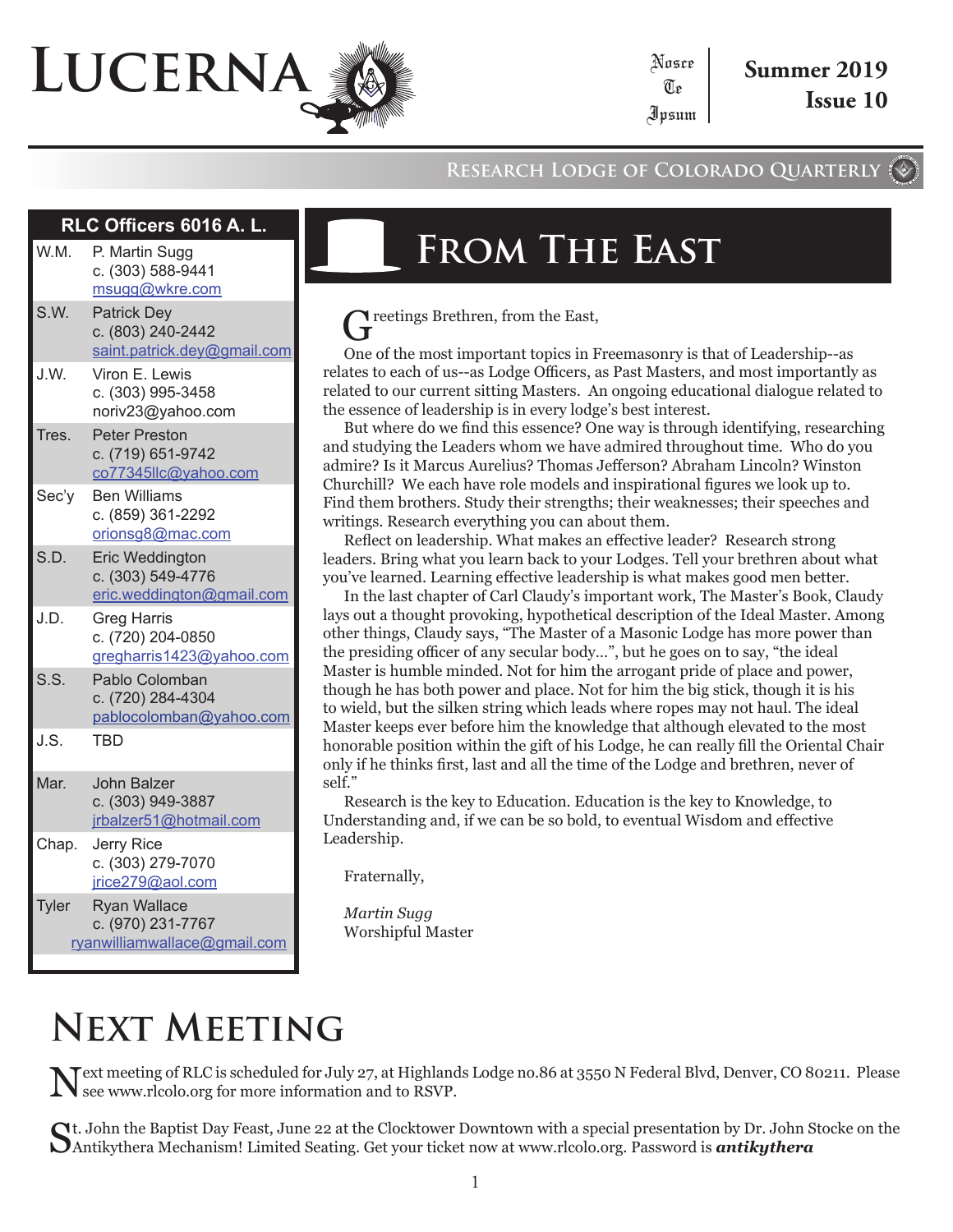# LUCERNA

Nosce Te Ipsum

**Summer 2019**
**Issue 10**

RESEARCH LODGE OF COLORADO QUARTERLY

| RLC Officers 6016 A. L. | |
|---|---|
| W.M. | P. Martin Sugg<br>c. (303) 588-9441<br>msugg@wkre.com |
| S.W. | Patrick Dey<br>c. (803) 240-2442<br>saint.patrick.dey@gmail.com |
| J.W. | Viron E. Lewis<br>c. (303) 995-3458<br>noriv23@yahoo.com |
| Tres. | Peter Preston<br>c. (719) 651-9742<br>co77345llc@yahoo.com |
| Sec'y | Ben Williams<br>c. (859) 361-2292<br>orionsg8@mac.com |
| S.D. | Eric Weddington<br>c. (303) 549-4776<br>eric.weddington@gmail.com |
| J.D. | Greg Harris<br>c. (720) 204-0850<br>gregharris1423@yahoo.com |
| S.S. | Pablo Colomban<br>c. (720) 284-4304<br>pablocolomban@yahoo.com |
| J.S. | TBD |
| Mar. | John Balzer<br>c. (303) 949-3887<br>jrbalzer51@hotmail.com |
| Chap. | Jerry Rice<br>c. (303) 279-7070<br>jrice279@aol.com |
| Tyler | Ryan Wallace<br>c. (970) 231-7767<br>ryanwilliamwallace@gmail.com |

## From The East

Greetings Brethren, from the East,

One of the most important topics in Freemasonry is that of Leadership--as relates to each of us--as Lodge Officers, as Past Masters, and most importantly as related to our current sitting Masters. An ongoing educational dialogue related to the essence of leadership is in every lodge's best interest.

But where do we find this essence? One way is through identifying, researching and studying the Leaders whom we have admired throughout time. Who do you admire? Is it Marcus Aurelius? Thomas Jefferson? Abraham Lincoln? Winston Churchill? We each have role models and inspirational figures we look up to. Find them brothers. Study their strengths; their weaknesses; their speeches and writings. Research everything you can about them.

Reflect on leadership. What makes an effective leader? Research strong leaders. Bring what you learn back to your Lodges. Tell your brethren about what you've learned. Learning effective leadership is what makes good men better.

In the last chapter of Carl Claudy's important work, The Master's Book, Claudy lays out a thought provoking, hypothetical description of the Ideal Master. Among other things, Claudy says, "The Master of a Masonic Lodge has more power than the presiding officer of any secular body…", but he goes on to say, "the ideal Master is humble minded. Not for him the arrogant pride of place and power, though he has both power and place. Not for him the big stick, though it is his to wield, but the silken string which leads where ropes may not haul. The ideal Master keeps ever before him the knowledge that although elevated to the most honorable position within the gift of his Lodge, he can really fill the Oriental Chair only if he thinks first, last and all the time of the Lodge and brethren, never of self."

Research is the key to Education. Education is the key to Knowledge, to Understanding and, if we can be so bold, to eventual Wisdom and effective Leadership.

Fraternally,

*Martin Sugg*
Worshipful Master

## Next Meeting

Next meeting of RLC is scheduled for July 27, at Highlands Lodge no.86 at 3550 N Federal Blvd, Denver, CO 80211. Please see www.rlcolo.org for more information and to RSVP.

St. John the Baptist Day Feast, June 22 at the Clocktower Downtown with a special presentation by Dr. John Stocke on the Antikythera Mechanism! Limited Seating. Get your ticket now at www.rlcolo.org. Password is ***antikythera***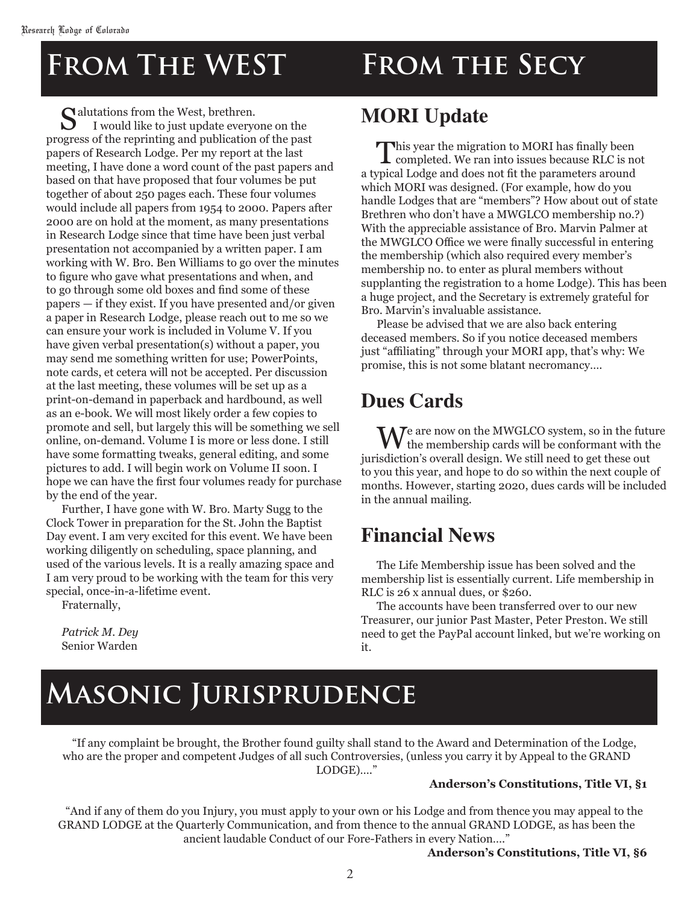# From The WEST

Salutations from the West, brethren.

I would like to just update everyone on the progress of the reprinting and publication of the past papers of Research Lodge. Per my report at the last meeting, I have done a word count of the past papers and based on that have proposed that four volumes be put together of about 250 pages each. These four volumes would include all papers from 1954 to 2000. Papers after 2000 are on hold at the moment, as many presentations in Research Lodge since that time have been just verbal presentation not accompanied by a written paper. I am working with W. Bro. Ben Williams to go over the minutes to figure who gave what presentations and when, and to go through some old boxes and find some of these papers — if they exist. If you have presented and/or given a paper in Research Lodge, please reach out to me so we can ensure your work is included in Volume V. If you have given verbal presentation(s) without a paper, you may send me something written for use; PowerPoints, note cards, et cetera will not be accepted. Per discussion at the last meeting, these volumes will be set up as a print-on-demand in paperback and hardbound, as well as an e-book. We will most likely order a few copies to promote and sell, but largely this will be something we sell online, on-demand. Volume I is more or less done. I still have some formatting tweaks, general editing, and some pictures to add. I will begin work on Volume II soon. I hope we can have the first four volumes ready for purchase by the end of the year.

Further, I have gone with W. Bro. Marty Sugg to the Clock Tower in preparation for the St. John the Baptist Day event. I am very excited for this event. We have been working diligently on scheduling, space planning, and used of the various levels. It is a really amazing space and I am very proud to be working with the team for this very special, once-in-a-lifetime event.

Fraternally,

*Patrick M. Dey*
Senior Warden

# From the Secy

## MORI Update

This year the migration to MORI has finally been completed. We ran into issues because RLC is not a typical Lodge and does not fit the parameters around which MORI was designed. (For example, how do you handle Lodges that are "members"? How about out of state Brethren who don't have a MWGLCO membership no.?) With the appreciable assistance of Bro. Marvin Palmer at the MWGLCO Office we were finally successful in entering the membership (which also required every member's membership no. to enter as plural members without supplanting the registration to a home Lodge). This has been a huge project, and the Secretary is extremely grateful for Bro. Marvin's invaluable assistance.

Please be advised that we are also back entering deceased members. So if you notice deceased members just "affiliating" through your MORI app, that's why: We promise, this is not some blatant necromancy....

## Dues Cards

We are now on the MWGLCO system, so in the future the membership cards will be conformant with the jurisdiction's overall design. We still need to get these out to you this year, and hope to do so within the next couple of months. However, starting 2020, dues cards will be included in the annual mailing.

## Financial News

The Life Membership issue has been solved and the membership list is essentially current. Life membership in RLC is 26 x annual dues, or $260.

The accounts have been transferred over to our new Treasurer, our junior Past Master, Peter Preston. We still need to get the PayPal account linked, but we're working on it.

# Masonic Jurisprudence

"If any complaint be brought, the Brother found guilty shall stand to the Award and Determination of the Lodge, who are the proper and competent Judges of all such Controversies, (unless you carry it by Appeal to the GRAND LODGE)...."

**Anderson's Constitutions, Title VI, §1**

"And if any of them do you Injury, you must apply to your own or his Lodge and from thence you may appeal to the GRAND LODGE at the Quarterly Communication, and from thence to the annual GRAND LODGE, as has been the ancient laudable Conduct of our Fore-Fathers in every Nation...."

**Anderson's Constitutions, Title VI, §6**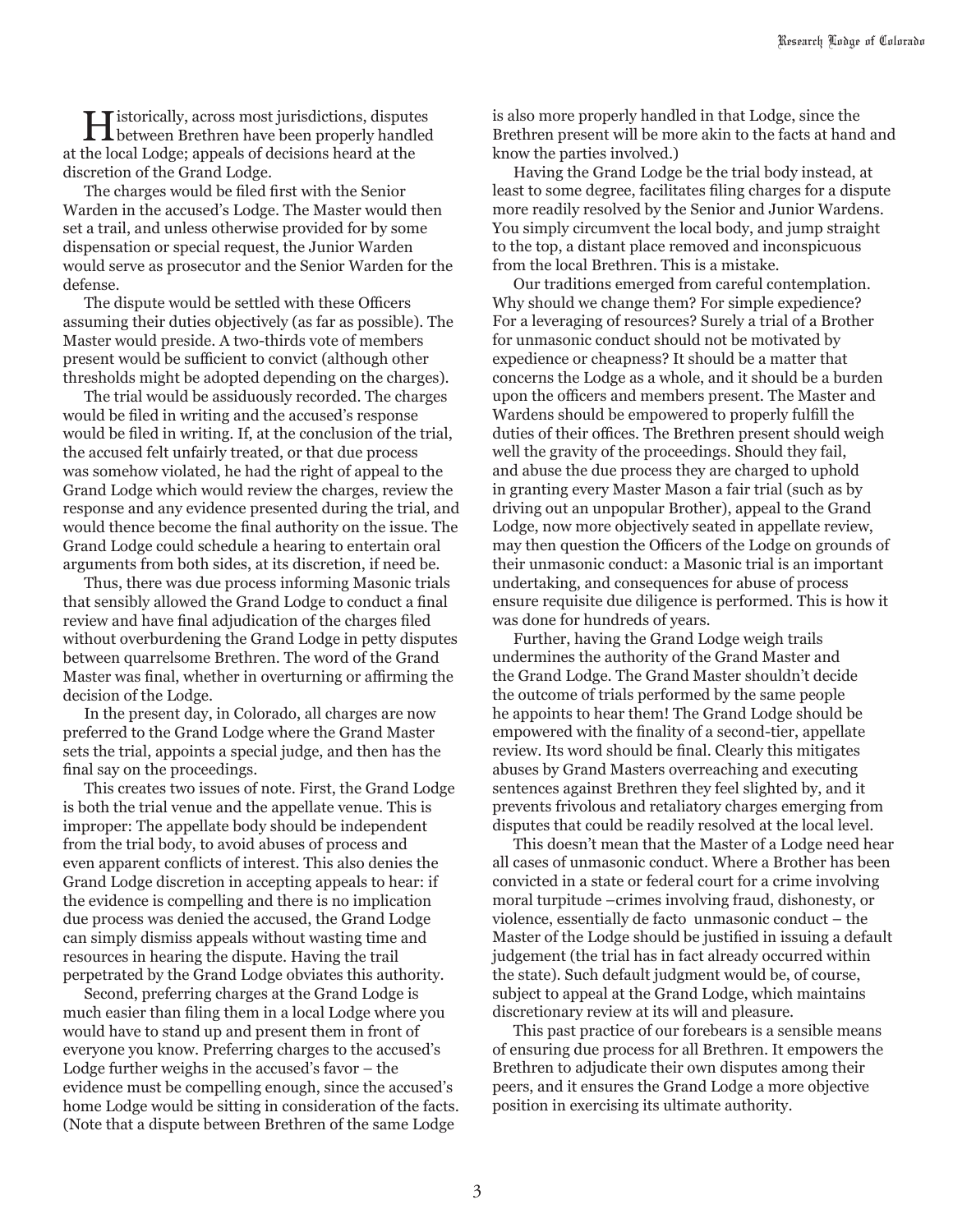Historically, across most jurisdictions, disputes between Brethren have been properly handled at the local Lodge; appeals of decisions heard at the discretion of the Grand Lodge.

The charges would be filed first with the Senior Warden in the accused's Lodge. The Master would then set a trail, and unless otherwise provided for by some dispensation or special request, the Junior Warden would serve as prosecutor and the Senior Warden for the defense.

The dispute would be settled with these Officers assuming their duties objectively (as far as possible). The Master would preside. A two-thirds vote of members present would be sufficient to convict (although other thresholds might be adopted depending on the charges).

The trial would be assiduously recorded. The charges would be filed in writing and the accused's response would be filed in writing. If, at the conclusion of the trial, the accused felt unfairly treated, or that due process was somehow violated, he had the right of appeal to the Grand Lodge which would review the charges, review the response and any evidence presented during the trial, and would thence become the final authority on the issue. The Grand Lodge could schedule a hearing to entertain oral arguments from both sides, at its discretion, if need be.

Thus, there was due process informing Masonic trials that sensibly allowed the Grand Lodge to conduct a final review and have final adjudication of the charges filed without overburdening the Grand Lodge in petty disputes between quarrelsome Brethren. The word of the Grand Master was final, whether in overturning or affirming the decision of the Lodge.

In the present day, in Colorado, all charges are now preferred to the Grand Lodge where the Grand Master sets the trial, appoints a special judge, and then has the final say on the proceedings.

This creates two issues of note. First, the Grand Lodge is both the trial venue and the appellate venue. This is improper: The appellate body should be independent from the trial body, to avoid abuses of process and even apparent conflicts of interest. This also denies the Grand Lodge discretion in accepting appeals to hear: if the evidence is compelling and there is no implication due process was denied the accused, the Grand Lodge can simply dismiss appeals without wasting time and resources in hearing the dispute. Having the trail perpetrated by the Grand Lodge obviates this authority.

Second, preferring charges at the Grand Lodge is much easier than filing them in a local Lodge where you would have to stand up and present them in front of everyone you know. Preferring charges to the accused's Lodge further weighs in the accused's favor – the evidence must be compelling enough, since the accused's home Lodge would be sitting in consideration of the facts. (Note that a dispute between Brethren of the same Lodge is also more properly handled in that Lodge, since the Brethren present will be more akin to the facts at hand and know the parties involved.)

Having the Grand Lodge be the trial body instead, at least to some degree, facilitates filing charges for a dispute more readily resolved by the Senior and Junior Wardens. You simply circumvent the local body, and jump straight to the top, a distant place removed and inconspicuous from the local Brethren. This is a mistake.

Our traditions emerged from careful contemplation. Why should we change them? For simple expedience? For a leveraging of resources? Surely a trial of a Brother for unmasonic conduct should not be motivated by expedience or cheapness? It should be a matter that concerns the Lodge as a whole, and it should be a burden upon the officers and members present. The Master and Wardens should be empowered to properly fulfill the duties of their offices. The Brethren present should weigh well the gravity of the proceedings. Should they fail, and abuse the due process they are charged to uphold in granting every Master Mason a fair trial (such as by driving out an unpopular Brother), appeal to the Grand Lodge, now more objectively seated in appellate review, may then question the Officers of the Lodge on grounds of their unmasonic conduct: a Masonic trial is an important undertaking, and consequences for abuse of process ensure requisite due diligence is performed. This is how it was done for hundreds of years.

Further, having the Grand Lodge weigh trails undermines the authority of the Grand Master and the Grand Lodge. The Grand Master shouldn't decide the outcome of trials performed by the same people he appoints to hear them! The Grand Lodge should be empowered with the finality of a second-tier, appellate review. Its word should be final. Clearly this mitigates abuses by Grand Masters overreaching and executing sentences against Brethren they feel slighted by, and it prevents frivolous and retaliatory charges emerging from disputes that could be readily resolved at the local level.

This doesn't mean that the Master of a Lodge need hear all cases of unmasonic conduct. Where a Brother has been convicted in a state or federal court for a crime involving moral turpitude –crimes involving fraud, dishonesty, or violence, essentially de facto unmasonic conduct – the Master of the Lodge should be justified in issuing a default judgement (the trial has in fact already occurred within the state). Such default judgment would be, of course, subject to appeal at the Grand Lodge, which maintains discretionary review at its will and pleasure.

This past practice of our forebears is a sensible means of ensuring due process for all Brethren. It empowers the Brethren to adjudicate their own disputes among their peers, and it ensures the Grand Lodge a more objective position in exercising its ultimate authority.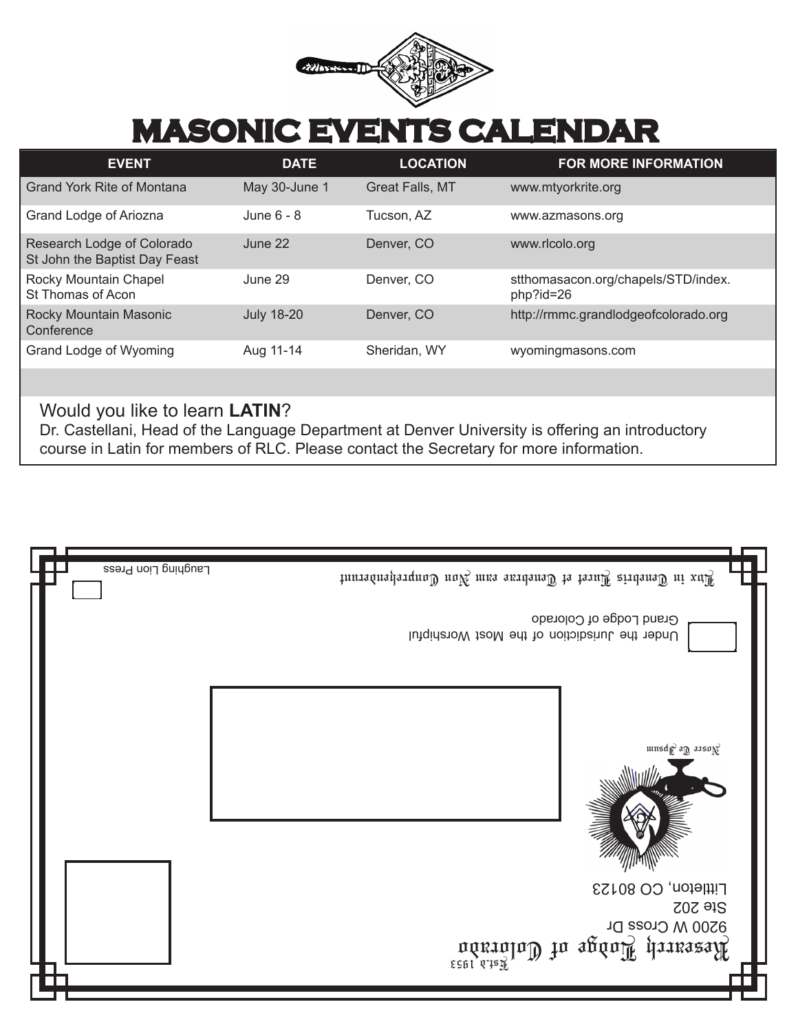# MASONIC EVENTS CALENDAR

| EVENT | DATE | LOCATION | FOR MORE INFORMATION |
| --- | --- | --- | --- |
| Grand York Rite of Montana | May 30-June 1 | Great Falls, MT | www.mtyorkrite.org |
| Grand Lodge of Ariozna | June 6 - 8 | Tucson, AZ | www.azmasons.org |
| Research Lodge of Colorado St John the Baptist Day Feast | June 22 | Denver, CO | www.rlcolo.org |
| Rocky Mountain Chapel St Thomas of Acon | June 29 | Denver, CO | stthomasacon.org/chapels/STD/index.php?id=26 |
| Rocky Mountain Masonic Conference | July 18-20 | Denver, CO | http://rmmc.grandlodgeofcolorado.org |
| Grand Lodge of Wyoming | Aug 11-14 | Sheridan, WY | wyomingmasons.com |

Would you like to learn **LATIN**?

Dr. Castellani, Head of the Language Department at Denver University is offering an introductory course in Latin for members of RLC. Please contact the Secretary for more information.

Laughing Lion Press

Lux in Tenebris Lucet et Tenebrae eam Non Comprehenderunt

Under the Jurisdiction of the Most Worshipful
Grand Lodge of Colorado

Nosce Te Ipsum

Research Lodge of Colorado
Est.d 1953
9200 W Cross Dr
Ste 202
Littleton, CO 80123